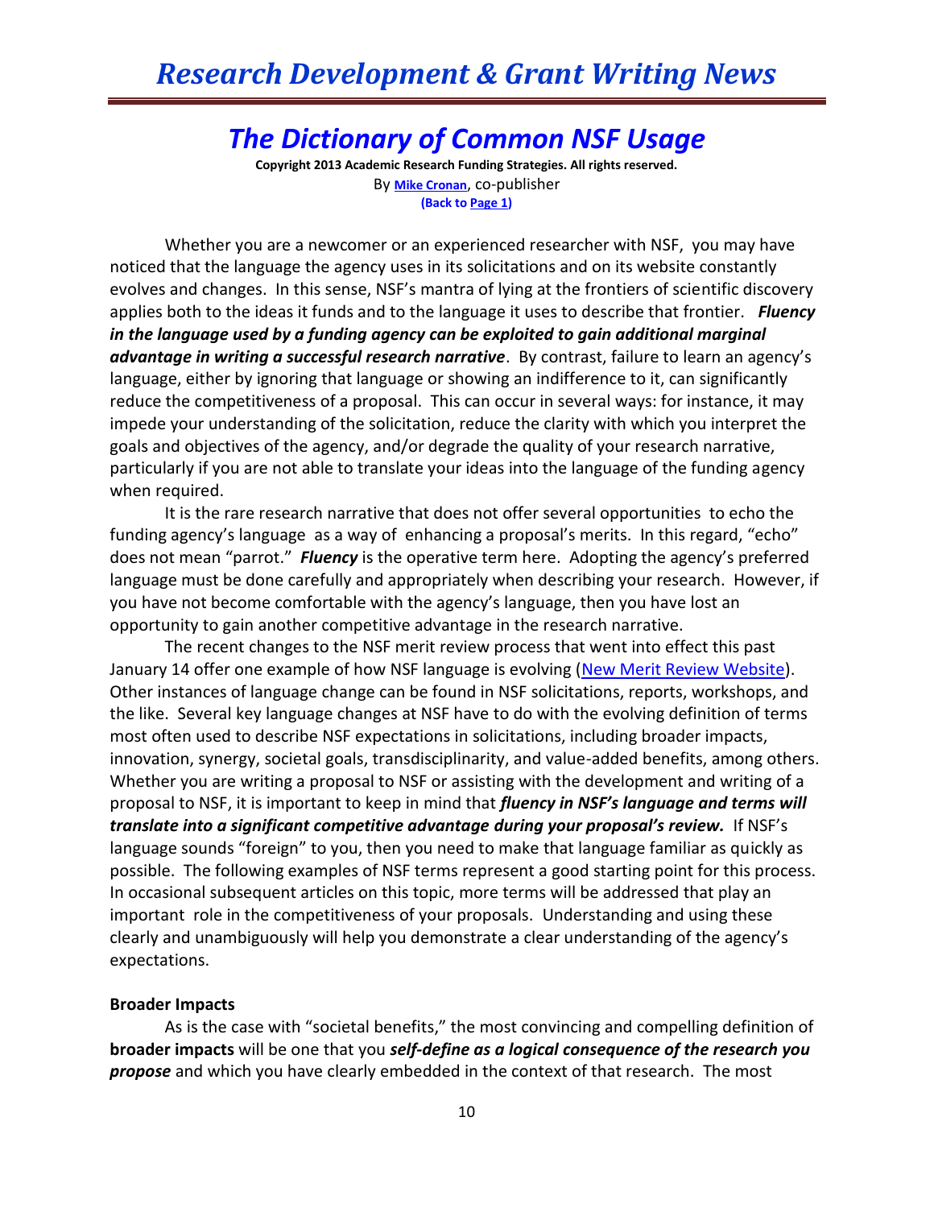# *The Dictionary of Common NSF Usage*

**Copyright 2013 Academic Research Funding Strategies. All rights reserved.**
By **Mike Cronan**, co-publisher
**(Back to Page 1)**

Whether you are a newcomer or an experienced researcher with NSF, you may have noticed that the language the agency uses in its solicitations and on its website constantly evolves and changes. In this sense, NSF's mantra of lying at the frontiers of scientific discovery applies both to the ideas it funds and to the language it uses to describe that frontier. ***Fluency in the language used by a funding agency can be exploited to gain additional marginal advantage in writing a successful research narrative***. By contrast, failure to learn an agency's language, either by ignoring that language or showing an indifference to it, can significantly reduce the competitiveness of a proposal. This can occur in several ways: for instance, it may impede your understanding of the solicitation, reduce the clarity with which you interpret the goals and objectives of the agency, and/or degrade the quality of your research narrative, particularly if you are not able to translate your ideas into the language of the funding agency when required.

It is the rare research narrative that does not offer several opportunities to echo the funding agency's language as a way of enhancing a proposal's merits. In this regard, "echo" does not mean "parrot." ***Fluency*** is the operative term here. Adopting the agency's preferred language must be done carefully and appropriately when describing your research. However, if you have not become comfortable with the agency's language, then you have lost an opportunity to gain another competitive advantage in the research narrative.

The recent changes to the NSF merit review process that went into effect this past January 14 offer one example of how NSF language is evolving (New Merit Review Website). Other instances of language change can be found in NSF solicitations, reports, workshops, and the like. Several key language changes at NSF have to do with the evolving definition of terms most often used to describe NSF expectations in solicitations, including broader impacts, innovation, synergy, societal goals, transdisciplinarity, and value-added benefits, among others. Whether you are writing a proposal to NSF or assisting with the development and writing of a proposal to NSF, it is important to keep in mind that ***fluency in NSF's language and terms will translate into a significant competitive advantage during your proposal's review.*** If NSF's language sounds "foreign" to you, then you need to make that language familiar as quickly as possible. The following examples of NSF terms represent a good starting point for this process. In occasional subsequent articles on this topic, more terms will be addressed that play an important role in the competitiveness of your proposals. Understanding and using these clearly and unambiguously will help you demonstrate a clear understanding of the agency's expectations.

**Broader Impacts**

As is the case with "societal benefits," the most convincing and compelling definition of **broader impacts** will be one that you ***self-define as a logical consequence of the research you propose*** and which you have clearly embedded in the context of that research. The most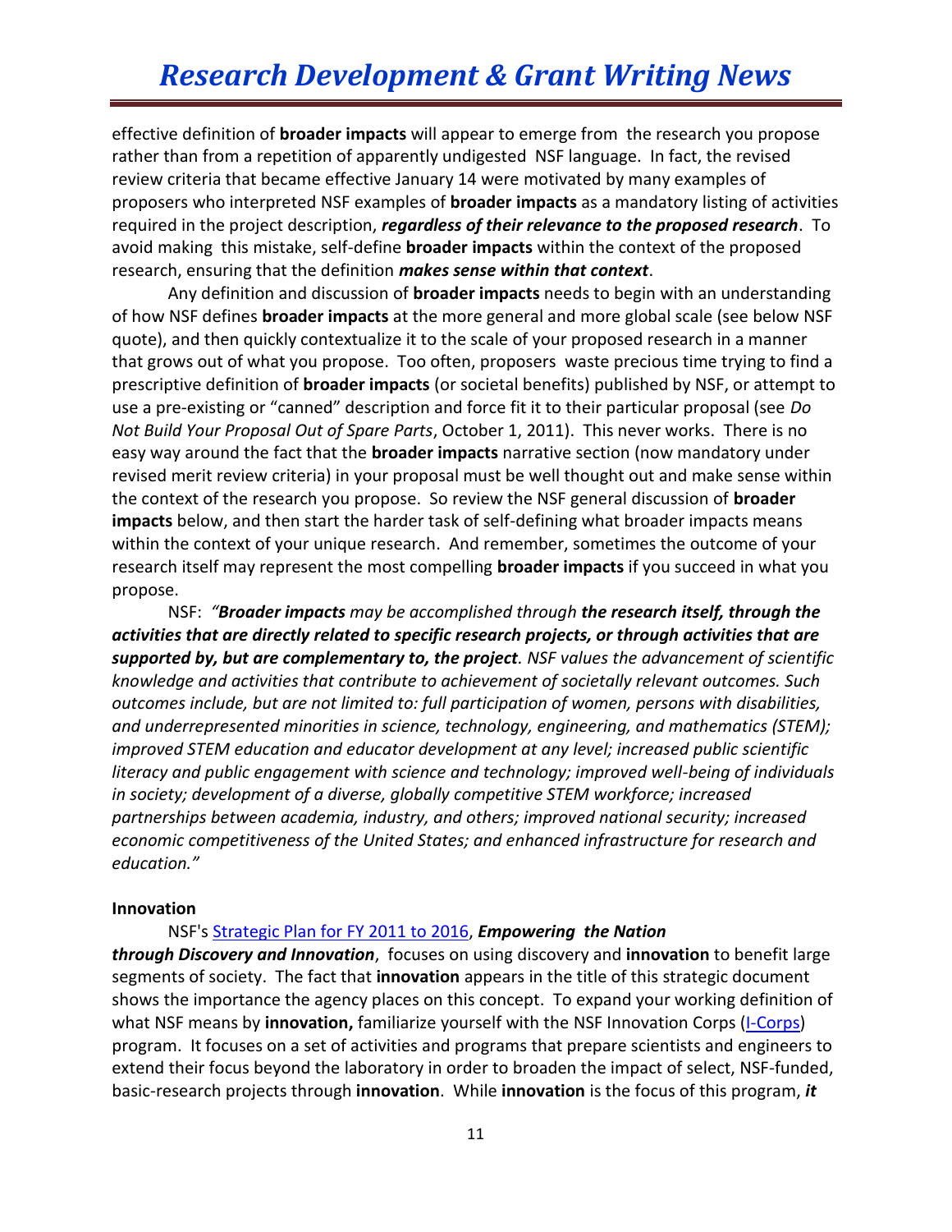effective definition of **broader impacts** will appear to emerge from the research you propose rather than from a repetition of apparently undigested NSF language. In fact, the revised review criteria that became effective January 14 were motivated by many examples of proposers who interpreted NSF examples of **broader impacts** as a mandatory listing of activities required in the project description, ***regardless of their relevance to the proposed research***. To avoid making this mistake, self-define **broader impacts** within the context of the proposed research, ensuring that the definition ***makes sense within that context***.

Any definition and discussion of **broader impacts** needs to begin with an understanding of how NSF defines **broader impacts** at the more general and more global scale (see below NSF quote), and then quickly contextualize it to the scale of your proposed research in a manner that grows out of what you propose. Too often, proposers waste precious time trying to find a prescriptive definition of **broader impacts** (or societal benefits) published by NSF, or attempt to use a pre-existing or "canned" description and force fit it to their particular proposal (see *Do Not Build Your Proposal Out of Spare Parts*, October 1, 2011). This never works. There is no easy way around the fact that the **broader impacts** narrative section (now mandatory under revised merit review criteria) in your proposal must be well thought out and make sense within the context of the research you propose. So review the NSF general discussion of **broader impacts** below, and then start the harder task of self-defining what broader impacts means within the context of your unique research. And remember, sometimes the outcome of your research itself may represent the most compelling **broader impacts** if you succeed in what you propose.

NSF: *"**Broader impacts** may be accomplished through **the research itself, through the activities that are directly related to specific research projects, or through activities that are supported by, but are complementary to, the project**. NSF values the advancement of scientific knowledge and activities that contribute to achievement of societally relevant outcomes. Such outcomes include, but are not limited to: full participation of women, persons with disabilities, and underrepresented minorities in science, technology, engineering, and mathematics (STEM); improved STEM education and educator development at any level; increased public scientific literacy and public engagement with science and technology; improved well-being of individuals in society; development of a diverse, globally competitive STEM workforce; increased partnerships between academia, industry, and others; improved national security; increased economic competitiveness of the United States; and enhanced infrastructure for research and education."*

**Innovation**

NSF's Strategic Plan for FY 2011 to 2016, ***Empowering the Nation through Discovery and Innovation***, focuses on using discovery and **innovation** to benefit large segments of society. The fact that **innovation** appears in the title of this strategic document shows the importance the agency places on this concept. To expand your working definition of what NSF means by **innovation,** familiarize yourself with the NSF Innovation Corps (I-Corps) program. It focuses on a set of activities and programs that prepare scientists and engineers to extend their focus beyond the laboratory in order to broaden the impact of select, NSF-funded, basic-research projects through **innovation**. While **innovation** is the focus of this program, ***it***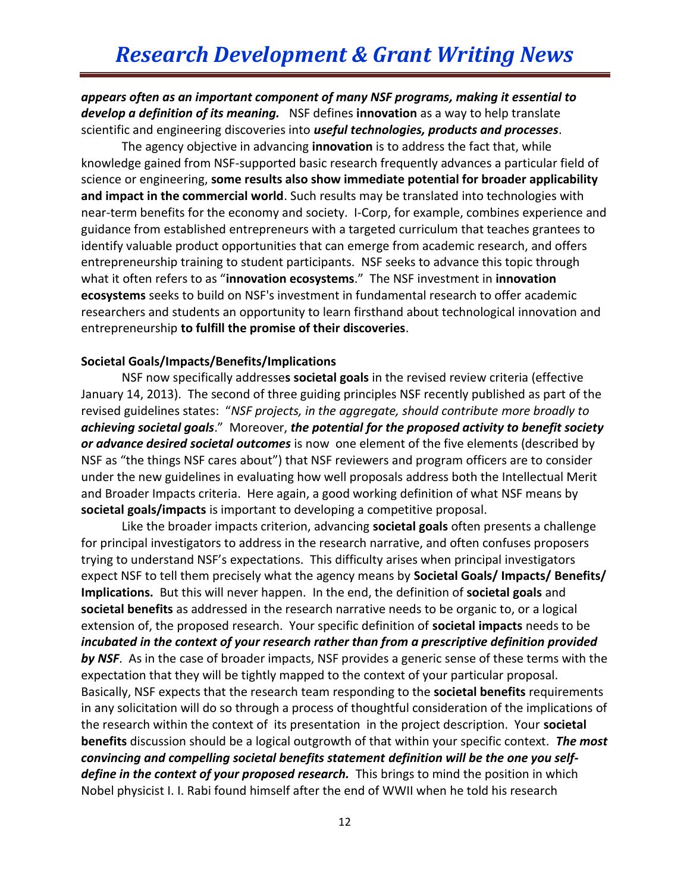***appears often as an important component of many NSF programs, making it essential to develop a definition of its meaning.*** NSF defines **innovation** as a way to help translate scientific and engineering discoveries into ***useful technologies, products and processes***.

The agency objective in advancing **innovation** is to address the fact that, while knowledge gained from NSF-supported basic research frequently advances a particular field of science or engineering, **some results also show immediate potential for broader applicability and impact in the commercial world**. Such results may be translated into technologies with near-term benefits for the economy and society. I-Corp, for example, combines experience and guidance from established entrepreneurs with a targeted curriculum that teaches grantees to identify valuable product opportunities that can emerge from academic research, and offers entrepreneurship training to student participants. NSF seeks to advance this topic through what it often refers to as "**innovation ecosystems**." The NSF investment in **innovation ecosystems** seeks to build on NSF's investment in fundamental research to offer academic researchers and students an opportunity to learn firsthand about technological innovation and entrepreneurship **to fulfill the promise of their discoveries**.

**Societal Goals/Impacts/Benefits/Implications**

NSF now specifically addresses **societal goals** in the revised review criteria (effective January 14, 2013). The second of three guiding principles NSF recently published as part of the revised guidelines states: "*NSF projects, in the aggregate, should contribute more broadly to **achieving societal goals***." Moreover, ***the potential for the proposed activity to benefit society or advance desired societal outcomes*** is now one element of the five elements (described by NSF as "the things NSF cares about") that NSF reviewers and program officers are to consider under the new guidelines in evaluating how well proposals address both the Intellectual Merit and Broader Impacts criteria. Here again, a good working definition of what NSF means by **societal goals/impacts** is important to developing a competitive proposal.

Like the broader impacts criterion, advancing **societal goals** often presents a challenge for principal investigators to address in the research narrative, and often confuses proposers trying to understand NSF's expectations. This difficulty arises when principal investigators expect NSF to tell them precisely what the agency means by **Societal Goals/ Impacts/ Benefits/ Implications.** But this will never happen. In the end, the definition of **societal goals** and **societal benefits** as addressed in the research narrative needs to be organic to, or a logical extension of, the proposed research. Your specific definition of **societal impacts** needs to be ***incubated in the context of your research rather than from a prescriptive definition provided by NSF***. As in the case of broader impacts, NSF provides a generic sense of these terms with the expectation that they will be tightly mapped to the context of your particular proposal. Basically, NSF expects that the research team responding to the **societal benefits** requirements in any solicitation will do so through a process of thoughtful consideration of the implications of the research within the context of its presentation in the project description. Your **societal benefits** discussion should be a logical outgrowth of that within your specific context. ***The most convincing and compelling societal benefits statement definition will be the one you self-define in the context of your proposed research.*** This brings to mind the position in which Nobel physicist I. I. Rabi found himself after the end of WWII when he told his research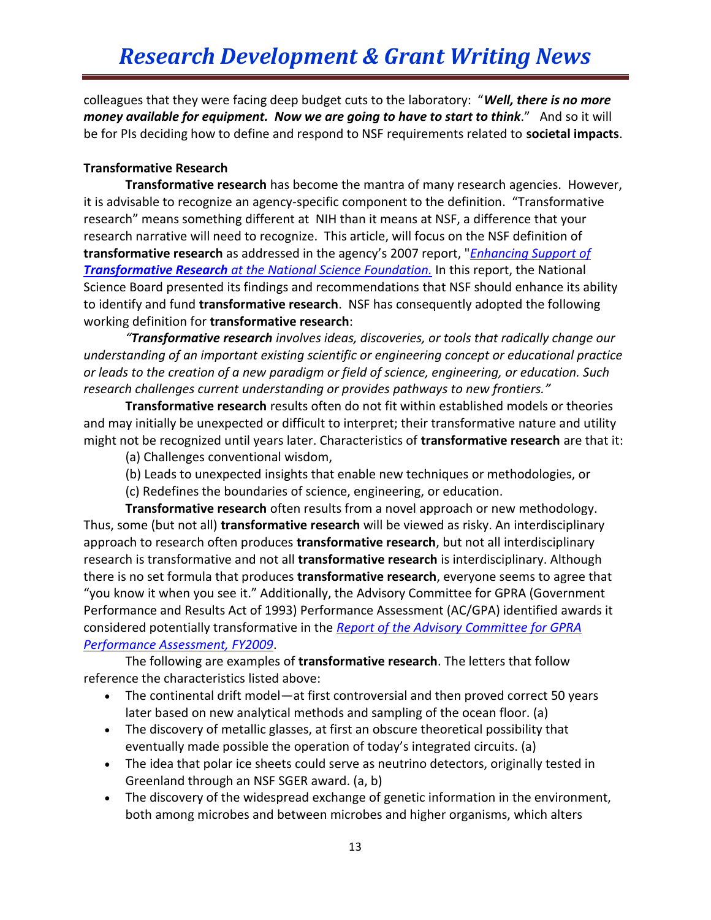colleagues that they were facing deep budget cuts to the laboratory: "***Well, there is no more money available for equipment. Now we are going to have to start to think***." And so it will be for PIs deciding how to define and respond to NSF requirements related to **societal impacts**.

**Transformative Research**

**Transformative research** has become the mantra of many research agencies. However, it is advisable to recognize an agency-specific component to the definition. "Transformative research" means something different at NIH than it means at NSF, a difference that your research narrative will need to recognize. This article, will focus on the NSF definition of **transformative research** as addressed in the agency's 2007 report, "*Enhancing Support of **Transformative Research** at the National Science Foundation.* In this report, the National Science Board presented its findings and recommendations that NSF should enhance its ability to identify and fund **transformative research**. NSF has consequently adopted the following working definition for **transformative research**:

*"**Transformative research** involves ideas, discoveries, or tools that radically change our understanding of an important existing scientific or engineering concept or educational practice or leads to the creation of a new paradigm or field of science, engineering, or education. Such research challenges current understanding or provides pathways to new frontiers."*

**Transformative research** results often do not fit within established models or theories and may initially be unexpected or difficult to interpret; their transformative nature and utility might not be recognized until years later. Characteristics of **transformative research** are that it:

(a) Challenges conventional wisdom,

(b) Leads to unexpected insights that enable new techniques or methodologies, or

(c) Redefines the boundaries of science, engineering, or education.

**Transformative research** often results from a novel approach or new methodology. Thus, some (but not all) **transformative research** will be viewed as risky. An interdisciplinary approach to research often produces **transformative research**, but not all interdisciplinary research is transformative and not all **transformative research** is interdisciplinary. Although there is no set formula that produces **transformative research**, everyone seems to agree that "you know it when you see it." Additionally, the Advisory Committee for GPRA (Government Performance and Results Act of 1993) Performance Assessment (AC/GPA) identified awards it considered potentially transformative in the *Report of the Advisory Committee for GPRA Performance Assessment, FY2009*.

The following are examples of **transformative research**. The letters that follow reference the characteristics listed above:

- The continental drift model—at first controversial and then proved correct 50 years later based on new analytical methods and sampling of the ocean floor. (a)
- The discovery of metallic glasses, at first an obscure theoretical possibility that eventually made possible the operation of today's integrated circuits. (a)
- The idea that polar ice sheets could serve as neutrino detectors, originally tested in Greenland through an NSF SGER award. (a, b)
- The discovery of the widespread exchange of genetic information in the environment, both among microbes and between microbes and higher organisms, which alters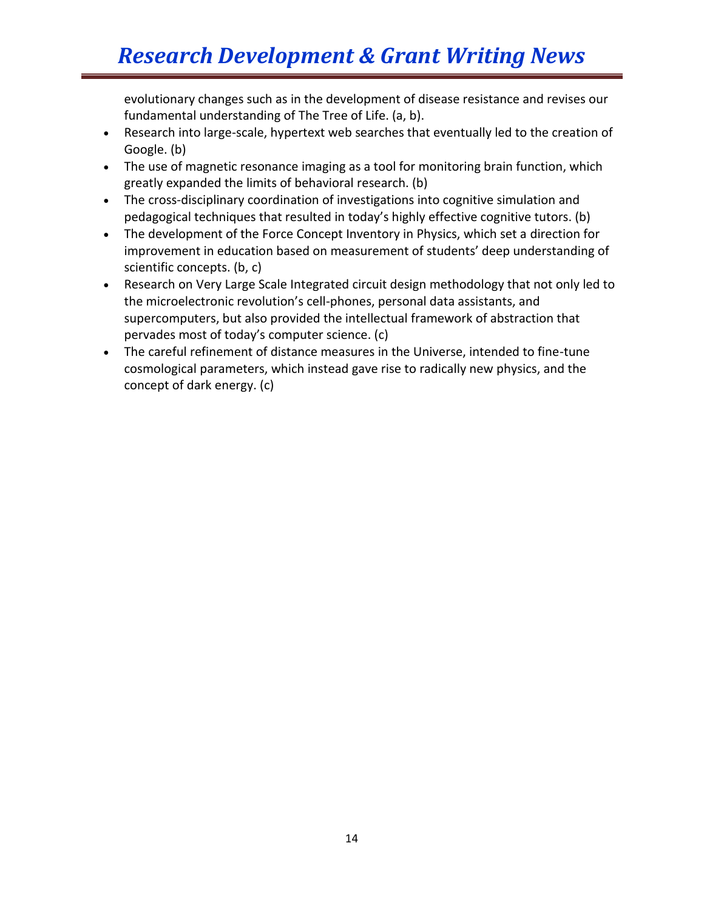evolutionary changes such as in the development of disease resistance and revises our fundamental understanding of The Tree of Life. (a, b).

- Research into large-scale, hypertext web searches that eventually led to the creation of Google. (b)
- The use of magnetic resonance imaging as a tool for monitoring brain function, which greatly expanded the limits of behavioral research. (b)
- The cross-disciplinary coordination of investigations into cognitive simulation and pedagogical techniques that resulted in today's highly effective cognitive tutors. (b)
- The development of the Force Concept Inventory in Physics, which set a direction for improvement in education based on measurement of students' deep understanding of scientific concepts. (b, c)
- Research on Very Large Scale Integrated circuit design methodology that not only led to the microelectronic revolution's cell-phones, personal data assistants, and supercomputers, but also provided the intellectual framework of abstraction that pervades most of today's computer science. (c)
- The careful refinement of distance measures in the Universe, intended to fine-tune cosmological parameters, which instead gave rise to radically new physics, and the concept of dark energy. (c)